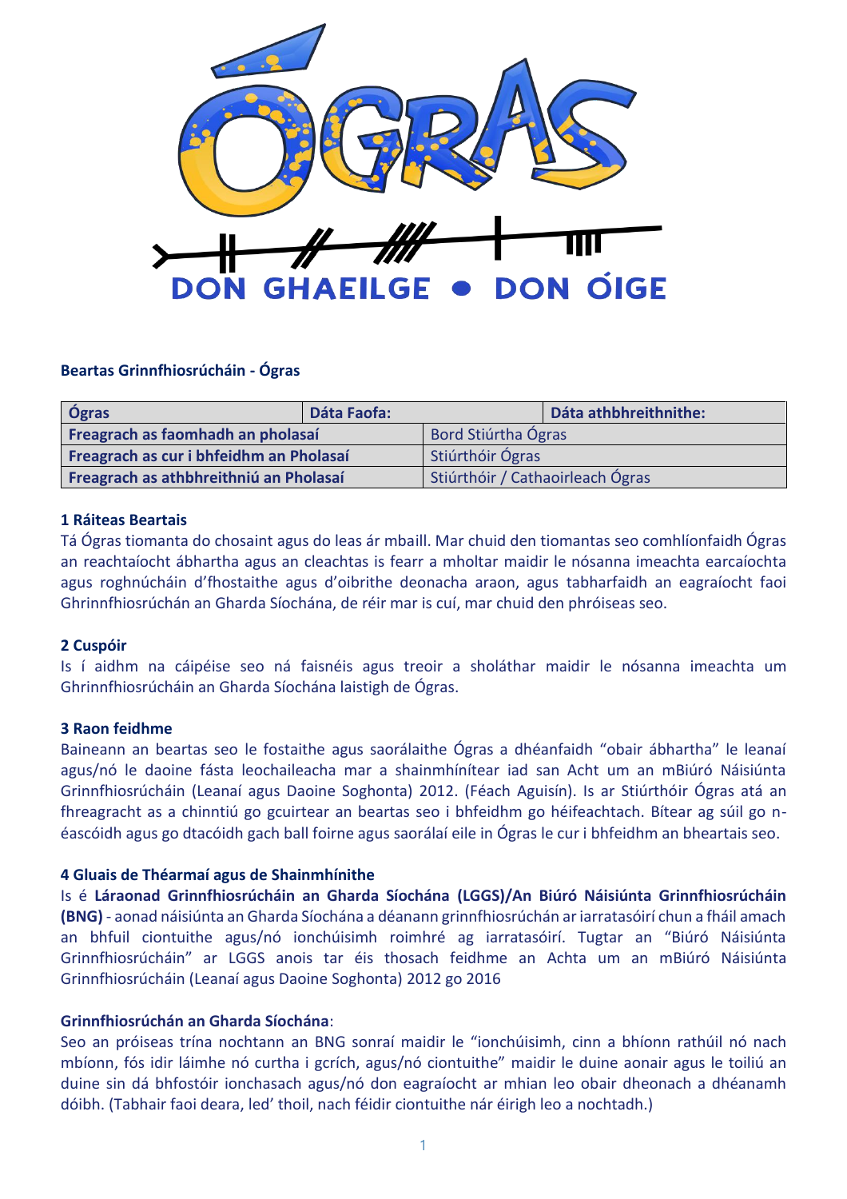ÓGRAS

DON GHAEILGE • DON ÓIGE

**Beartas Grinnfhiosrúcháin - Ógras**

| Ógras | Dáta Faofa: | | Dáta athbhreithnithe: |
|---|---|---|---|
| **Freagrach as faomhadh an pholasaí** | | Bord Stiúrtha Ógras | |
| **Freagrach as cur i bhfeidhm an Pholasaí** | | Stiúrthóir Ógras | |
| **Freagrach as athbhreithniú an Pholasaí** | | Stiúrthóir / Cathaoirleach Ógras | |

### 1 Ráiteas Beartais

Tá Ógras tiomanta do chosaint agus do leas ár mbaill. Mar chuid den tiomantas seo comhlíonfaidh Ógras an reachtaíocht ábhartha agus an cleachtas is fearr a mholtar maidir le nósanna imeachta earcaíochta agus roghnúcháin d'fhostaithe agus d'oibrithe deonacha araon, agus tabharfaidh an eagraíocht faoi Ghrinnfhiosrúchán an Gharda Síochána, de réir mar is cuí, mar chuid den phróiseas seo.

### 2 Cuspóir

Is í aidhm na cáipéise seo ná faisnéis agus treoir a sholáthar maidir le nósanna imeachta um Ghrinnfhiosrúcháin an Gharda Síochána laistigh de Ógras.

### 3 Raon feidhme

Baineann an beartas seo le fostaithe agus saorálaithe Ógras a dhéanfaidh "obair ábhartha" le leanaí agus/nó le daoine fásta leochaileacha mar a shainmhínítear iad san Acht um an mBiúró Náisiúnta Grinnfhiosrúcháin (Leanaí agus Daoine Soghonta) 2012. (Féach Aguisín). Is ar Stiúrthóir Ógras atá an fhreagracht as a chinntiú go gcuirtear an beartas seo i bhfeidhm go héifeachtach. Bítear ag súil go n-éascóidh agus go dtacóidh gach ball foirne agus saorálaí eile in Ógras le cur i bhfeidhm an bheartais seo.

### 4 Gluais de Théarmaí agus de Shainmhínithe

Is é **Láraonad Grinnfhiosrúcháin an Gharda Síochána (LGGS)/An Biúró Náisiúnta Grinnfhiosrúcháin (BNG)** - aonad náisiúnta an Gharda Síochána a déanann grinnfhiosrúchán ar iarratasóirí chun a fháil amach an bhfuil ciontuithe agus/nó ionchúisimh roimhré ag iarratasóirí. Tugtar an "Biúró Náisiúnta Grinnfhiosrúcháin" ar LGGS anois tar éis thosach feidhme an Achta um an mBiúró Náisiúnta Grinnfhiosrúcháin (Leanaí agus Daoine Soghonta) 2012 go 2016

**Grinnfhiosrúchán an Gharda Síochána**:

Seo an próiseas trína nochtann an BNG sonraí maidir le "ionchúisimh, cinn a bhíonn rathúil nó nach mbíonn, fós idir láimhe nó curtha i gcrích, agus/nó ciontuithe" maidir le duine aonair agus le toiliú an duine sin dá bhfostóir ionchasach agus/nó don eagraíocht ar mhian leo obair dheonach a dhéanamh dóibh. (Tabhair faoi deara, led' thoil, nach féidir ciontuithe nár éirigh leo a nochtadh.)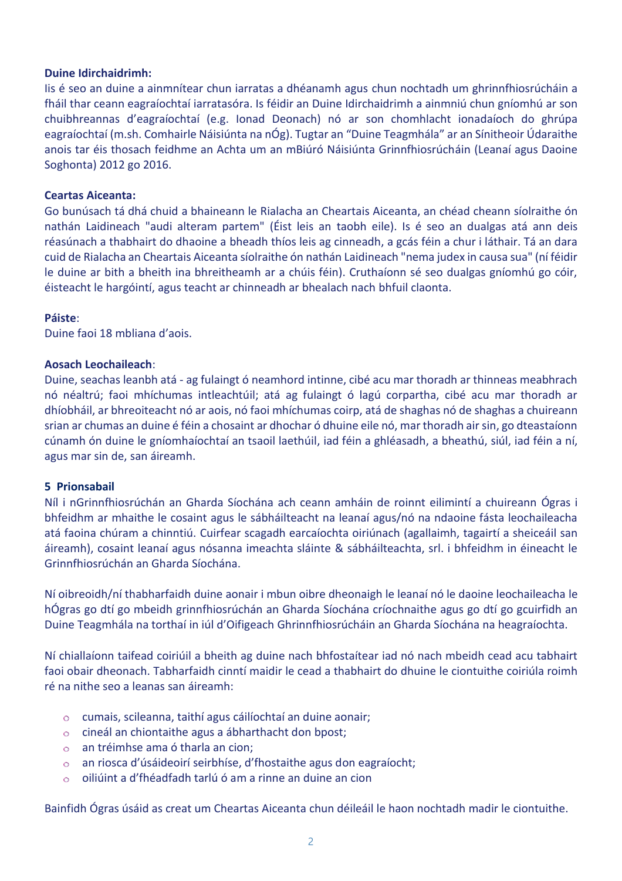**Duine Idirchaidrimh:**

Iis é seo an duine a ainmnítear chun iarratas a dhéanamh agus chun nochtadh um ghrinnfhiosrúcháin a fháil thar ceann eagraíochtaí iarratasóra. Is féidir an Duine Idirchaidrimh a ainmniú chun gníomhú ar son chuibhreannas d'eagraíochtaí (e.g. Ionad Deonach) nó ar son chomhlacht ionadaíoch do ghrúpa eagraíochtaí (m.sh. Comhairle Náisiúnta na nÓg). Tugtar an "Duine Teagmhála" ar an Sínitheoir Údaraithe anois tar éis thosach feidhme an Achta um an mBiúró Náisiúnta Grinnfhiosrúcháin (Leanaí agus Daoine Soghonta) 2012 go 2016.

**Ceartas Aiceanta:**

Go bunúsach tá dhá chuid a bhaineann le Rialacha an Cheartais Aiceanta, an chéad cheann síolraithe ón nathán Laidineach "audi alteram partem" (Éist leis an taobh eile). Is é seo an dualgas atá ann deis réasúnach a thabhairt do dhaoine a bheadh thíos leis ag cinneadh, a gcás féin a chur i láthair. Tá an dara cuid de Rialacha an Cheartais Aiceanta síolraithe ón nathán Laidineach "nema judex in causa sua" (ní féidir le duine ar bith a bheith ina bhreitheamh ar a chúis féin). Cruthaíonn sé seo dualgas gníomhú go cóir, éisteacht le hargóintí, agus teacht ar chinneadh ar bhealach nach bhfuil claonta.

**Páiste**:

Duine faoi 18 mbliana d'aois.

**Aosach Leochaileach**:

Duine, seachas leanbh atá - ag fulaingt ó neamhord intinne, cibé acu mar thoradh ar thinneas meabhrach nó néaltrú; faoi mhíchumas intleachtúil; atá ag fulaingt ó lagú corpartha, cibé acu mar thoradh ar dhíobháil, ar bhreoiteacht nó ar aois, nó faoi mhíchumas coirp, atá de shaghas nó de shaghas a chuireann srian ar chumas an duine é féin a chosaint ar dhochar ó dhuine eile nó, mar thoradh air sin, go dteastaíonn cúnamh ón duine le gníomhaíochtaí an tsaoil laethúil, iad féin a ghléasadh, a bheathú, siúl, iad féin a ní, agus mar sin de, san áireamh.

## 5 Prionsabail

Níl i nGrinnfhiosrúchán an Gharda Síochána ach ceann amháin de roinnt eilimintí a chuireann Ógras i bhfeidhm ar mhaithe le cosaint agus le sábháilteacht na leanaí agus/nó na ndaoine fásta leochaileacha atá faoina chúram a chinntiú. Cuirfear scagadh earcaíochta oiriúnach (agallaimh, tagairtí a sheiceáil san áireamh), cosaint leanaí agus nósanna imeachta sláinte & sábháilteachta, srl. i bhfeidhm in éineacht le Grinnfhiosrúchán an Gharda Síochána.

Ní oibreoidh/ní thabharfaidh duine aonair i mbun oibre dheonaigh le leanaí nó le daoine leochaileacha le hÓgras go dtí go mbeidh grinnfhiosrúchán an Gharda Síochána críochnaithe agus go dtí go gcuirfidh an Duine Teagmhála na torthaí in iúl d'Oifigeach Ghrinnfhiosrúcháin an Gharda Síochána na heagraíochta.

Ní chiallaíonn taifead coiriúil a bheith ag duine nach bhfostaítear iad nó nach mbeidh cead acu tabhairt faoi obair dheonach. Tabharfaidh cinntí maidir le cead a thabhairt do dhuine le ciontuithe coiriúla roimh ré na nithe seo a leanas san áireamh:

- cumais, scileanna, taithí agus cáilíochtaí an duine aonair;
- cineál an chiontaithe agus a ábharthacht don bpost;
- an tréimhse ama ó tharla an cion;
- an riosca d'úsáideoirí seirbhíse, d'fhostaithe agus don eagraíocht;
- oiliúint a d'fhéadfadh tarlú ó am a rinne an duine an cion

Bainfidh Ógras úsáid as creat um Cheartas Aiceanta chun déileáil le haon nochtadh madir le ciontuithe.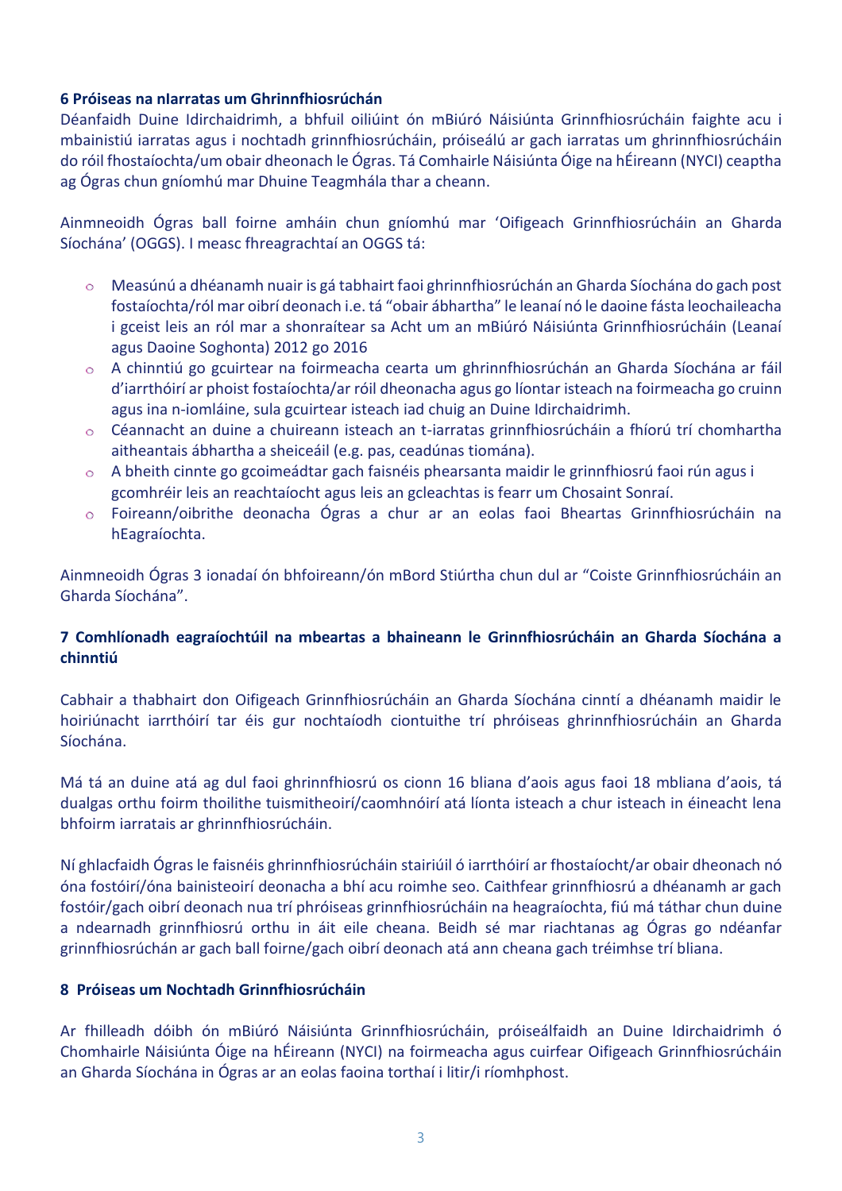**6 Próiseas na nIarratas um Ghrinnfhiosrúchán**

Déanfaidh Duine Idirchaidrimh, a bhfuil oiliúint ón mBiúró Náisiúnta Grinnfhiosrúcháin faighte acu i mbainistiú iarratas agus i nochtadh grinnfhiosrúcháin, próiseálú ar gach iarratas um ghrinnfhiosrúcháin do róil fhostaíochta/um obair dheonach le Ógras. Tá Comhairle Náisiúnta Óige na hÉireann (NYCI) ceaptha ag Ógras chun gníomhú mar Dhuine Teagmhála thar a cheann.

Ainmneoidh Ógras ball foirne amháin chun gníomhú mar 'Oifigeach Grinnfhiosrúcháin an Gharda Síochána' (OGGS). I measc fhreagrachtaí an OGGS tá:

- Measúnú a dhéanamh nuair is gá tabhairt faoi ghrinnfhiosrúchán an Gharda Síochána do gach post fostaíochta/ról mar oibrí deonach i.e. tá "obair ábhartha" le leanaí nó le daoine fásta leochaileacha i gceist leis an ról mar a shonraítear sa Acht um an mBiúró Náisiúnta Grinnfhiosrúcháin (Leanaí agus Daoine Soghonta) 2012 go 2016
- A chinntiú go gcuirtear na foirmeacha cearta um ghrinnfhiosrúchán an Gharda Síochána ar fáil d'iarrthóirí ar phoist fostaíochta/ar róil dheonacha agus go líontar isteach na foirmeacha go cruinn agus ina n-iomláine, sula gcuirtear isteach iad chuig an Duine Idirchaidrimh.
- Céannacht an duine a chuireann isteach an t-iarratas grinnfhiosrúcháin a fhíorú trí chomhartha aitheantais ábhartha a sheiceáil (e.g. pas, ceadúnas tiomána).
- A bheith cinnte go gcoimeádtar gach faisnéis phearsanta maidir le grinnfhiosrú faoi rún agus i gcomhréir leis an reachtaíocht agus leis an gcleachtas is fearr um Chosaint Sonraí.
- Foireann/oibrithe deonacha Ógras a chur ar an eolas faoi Bheartas Grinnfhiosrúcháin na hEagraíochta.

Ainmneoidh Ógras 3 ionadaí ón bhfoireann/ón mBord Stiúrtha chun dul ar "Coiste Grinnfhiosrúcháin an Gharda Síochána".

**7 Comhlíonadh eagraíochtúil na mbeartas a bhaineann le Grinnfhiosrúcháin an Gharda Síochána a chinntiú**

Cabhair a thabhairt don Oifigeach Grinnfhiosrúcháin an Gharda Síochána cinntí a dhéanamh maidir le hoiriúnacht iarrthóirí tar éis gur nochtaíodh ciontuithe trí phróiseas ghrinnfhiosrúcháin an Gharda Síochána.

Má tá an duine atá ag dul faoi ghrinnfhiosrú os cionn 16 bliana d'aois agus faoi 18 mbliana d'aois, tá dualgas orthu foirm thoilithe tuismitheoirí/caomhnóirí atá líonta isteach a chur isteach in éineacht lena bhfoirm iarratais ar ghrinnfhiosrúcháin.

Ní ghlacfaidh Ógras le faisnéis ghrinnfhiosrúcháin stairiúil ó iarrthóirí ar fhostaíocht/ar obair dheonach nó óna fostóirí/óna bainisteoirí deonacha a bhí acu roimhe seo. Caithfear grinnfhiosrú a dhéanamh ar gach fostóir/gach oibrí deonach nua trí phróiseas grinnfhiosrúcháin na heagraíochta, fiú má táthar chun duine a ndearnadh grinnfhiosrú orthu in áit eile cheana. Beidh sé mar riachtanas ag Ógras go ndéanfar grinnfhiosrúchán ar gach ball foirne/gach oibrí deonach atá ann cheana gach tréimhse trí bliana.

**8 Próiseas um Nochtadh Grinnfhiosrúcháin**

Ar fhilleadh dóibh ón mBiúró Náisiúnta Grinnfhiosrúcháin, próiseálfaidh an Duine Idirchaidrimh ó Chomhairle Náisiúnta Óige na hÉireann (NYCI) na foirmeacha agus cuirfear Oifigeach Grinnfhiosrúcháin an Gharda Síochána in Ógras ar an eolas faoina torthaí i litir/i ríomhphost.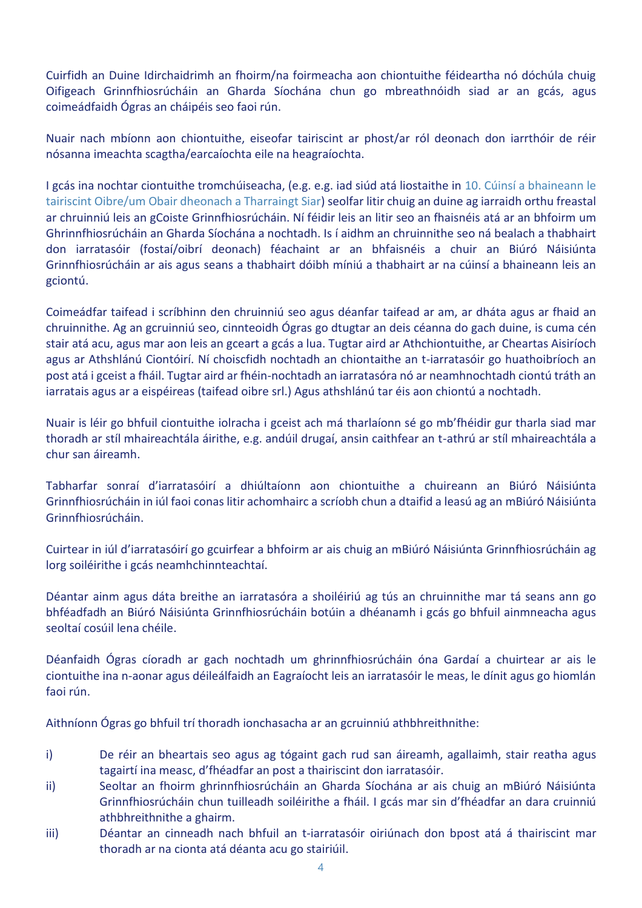Cuirfidh an Duine Idirchaidrimh an fhoirm/na foirmeacha aon chiontuithe féideartha nó dóchúla chuig Oifigeach Grinnfhiosrúcháin an Gharda Síochána chun go mbreathnóidh siad ar an gcás, agus coimeádfaidh Ógras an cháipéis seo faoi rún.

Nuair nach mbíonn aon chiontuithe, eiseofar tairiscint ar phost/ar ról deonach don iarrthóir de réir nósanna imeachta scagtha/earcaíochta eile na heagraíochta.

I gcás ina nochtar ciontuithe tromchúiseacha, (e.g. e.g. iad siúd atá liostaithe in 10. Cúinsí a bhaineann le tairiscint Oibre/um Obair dheonach a Tharraingt Siar) seolfar litir chuig an duine ag iarraidh orthu freastal ar chruinniú leis an gCoiste Grinnfhiosrúcháin. Ní féidir leis an litir seo an fhaisnéis atá ar an bhfoirm um Ghrinnfhiosrúcháin an Gharda Síochána a nochtadh. Is í aidhm an chruinnithe seo ná bealach a thabhairt don iarratasóir (fostaí/oibrí deonach) féachaint ar an bhfaisnéis a chuir an Biúró Náisiúnta Grinnfhiosrúcháin ar ais agus seans a thabhairt dóibh míniú a thabhairt ar na cúinsí a bhaineann leis an gciontú.

Coimeádfar taifead i scríbhinn den chruinniú seo agus déanfar taifead ar am, ar dháta agus ar fhaid an chruinnithe. Ag an gcruinniú seo, cinnteoidh Ógras go dtugtar an deis céanna do gach duine, is cuma cén stair atá acu, agus mar aon leis an gceart a gcás a lua. Tugtar aird ar Athchiontuithe, ar Cheartas Aisiríoch agus ar Athshlánú Ciontóirí. Ní choiscfidh nochtadh an chiontaithe an t-iarratasóir go huathoibríoch an post atá i gceist a fháil. Tugtar aird ar fhéin-nochtadh an iarratasóra nó ar neamhnochtadh ciontú tráth an iarratais agus ar a eispéireas (taifead oibre srl.) Agus athshlánú tar éis aon chiontú a nochtadh.

Nuair is léir go bhfuil ciontuithe iolracha i gceist ach má tharlaíonn sé go mb'fhéidir gur tharla siad mar thoradh ar stíl mhaireachtála áirithe, e.g. andúil drugaí, ansin caithfear an t-athrú ar stíl mhaireachtála a chur san áireamh.

Tabharfar sonraí d'iarratasóirí a dhiúltaíonn aon chiontuithe a chuireann an Biúró Náisiúnta Grinnfhiosrúcháin in iúl faoi conas litir achomhairc a scríobh chun a dtaifid a leasú ag an mBiúró Náisiúnta Grinnfhiosrúcháin.

Cuirtear in iúl d'iarratasóirí go gcuirfear a bhfoirm ar ais chuig an mBiúró Náisiúnta Grinnfhiosrúcháin ag lorg soiléirithe i gcás neamhchinnteachtaí.

Déantar ainm agus dáta breithe an iarratasóra a shoiléiriú ag tús an chruinnithe mar tá seans ann go bhféadfadh an Biúró Náisiúnta Grinnfhiosrúcháin botúin a dhéanamh i gcás go bhfuil ainmneacha agus seoltaí cosúil lena chéile.

Déanfaidh Ógras cíoradh ar gach nochtadh um ghrinnfhiosrúcháin óna Gardaí a chuirtear ar ais le ciontuithe ina n-aonar agus déileálfaidh an Eagraíocht leis an iarratasóir le meas, le dínit agus go hiomlán faoi rún.

Aithníonn Ógras go bhfuil trí thoradh ionchasacha ar an gcruinniú athbhreithnithe:

i) De réir an bheartais seo agus ag tógaint gach rud san áireamh, agallaimh, stair reatha agus tagairtí ina measc, d'fhéadfar an post a thairiscint don iarratasóir.
ii) Seoltar an fhoirm ghrinnfhiosrúcháin an Gharda Síochána ar ais chuig an mBiúró Náisiúnta Grinnfhiosrúcháin chun tuilleadh soiléirithe a fháil. I gcás mar sin d'fhéadfar an dara cruinniú athbhreithnithe a ghairm.
iii) Déantar an cinneadh nach bhfuil an t-iarratasóir oiriúnach don bpost atá á thairiscint mar thoradh ar na cionta atá déanta acu go stairiúil.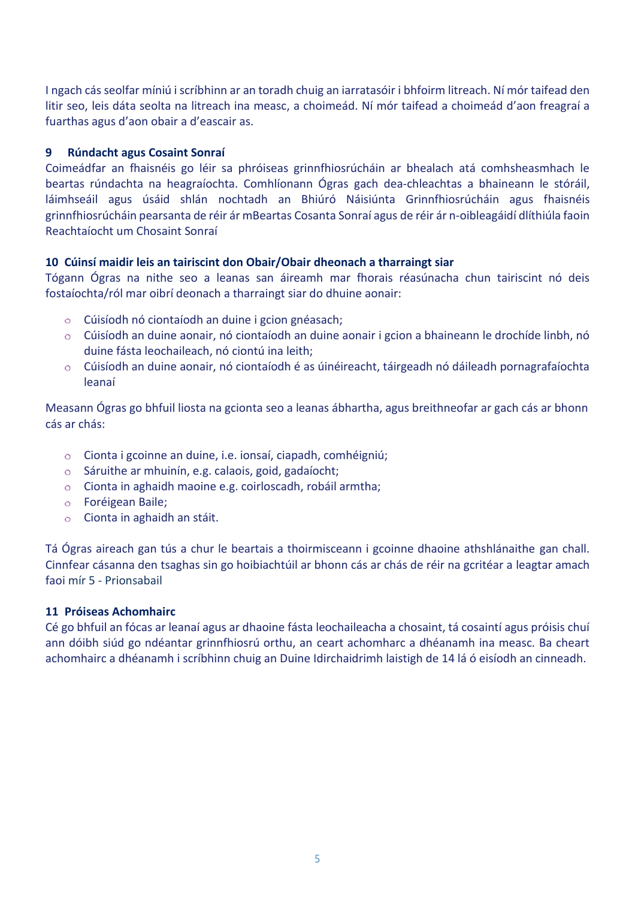I ngach cás seolfar míniú i scríbhinn ar an toradh chuig an iarratasóir i bhfoirm litreach. Ní mór taifead den litir seo, leis dáta seolta na litreach ina measc, a choimeád. Ní mór taifead a choimeád d'aon freagraí a fuarthas agus d'aon obair a d'eascair as.

## 9 Rúndacht agus Cosaint Sonraí

Coimeádfar an fhaisnéis go léir sa phróiseas grinnfhiosrúcháin ar bhealach atá comhsheasmhach le beartas rúndachta na heagraíochta. Comhlíonann Ógras gach dea-chleachtas a bhaineann le stóráil, láimhseáil agus úsáid shlán nochtadh an Bhiúró Náisiúnta Grinnfhiosrúcháin agus fhaisnéis grinnfhiosrúcháin pearsanta de réir ár mBeartas Cosanta Sonraí agus de réir ár n-oibleagáidí dlíthiúla faoin Reachtaíocht um Chosaint Sonraí

## 10 Cúinsí maidir leis an tairiscint don Obair/Obair dheonach a tharraingt siar

Tógann Ógras na nithe seo a leanas san áireamh mar fhorais réasúnacha chun tairiscint nó deis fostaíochta/ról mar oibrí deonach a tharraingt siar do dhuine aonair:

- Cúisíodh nó ciontaíodh an duine i gcion gnéasach;
- Cúisíodh an duine aonair, nó ciontaíodh an duine aonair i gcion a bhaineann le drochíde linbh, nó duine fásta leochaileach, nó ciontú ina leith;
- Cúisíodh an duine aonair, nó ciontaíodh é as úinéireacht, táirgeadh nó dáileadh pornagrafaíochta leanaí

Measann Ógras go bhfuil liosta na gcionta seo a leanas ábhartha, agus breithneofar ar gach cás ar bhonn cás ar chás:

- Cionta i gcoinne an duine, i.e. ionsaí, ciapadh, comhéigniú;
- Sáruithe ar mhuinín, e.g. calaois, goid, gadaíocht;
- Cionta in aghaidh maoine e.g. coirloscadh, robáil armtha;
- Foréigean Baile;
- Cionta in aghaidh an stáit.

Tá Ógras aireach gan tús a chur le beartais a thoirmisceann i gcoinne dhaoine athshlánaithe gan chall. Cinnfear cásanna den tsaghas sin go hoibiachtúil ar bhonn cás ar chás de réir na gcritéar a leagtar amach faoi mír 5 - Prionsabail

## 11 Próiseas Achomhairc

Cé go bhfuil an fócas ar leanaí agus ar dhaoine fásta leochaileacha a chosaint, tá cosaintí agus próisis chuí ann dóibh siúd go ndéantar grinnfhiosrú orthu, an ceart achomharc a dhéanamh ina measc. Ba cheart achomhairc a dhéanamh i scríbhinn chuig an Duine Idirchaidrimh laistigh de 14 lá ó eisíodh an cinneadh.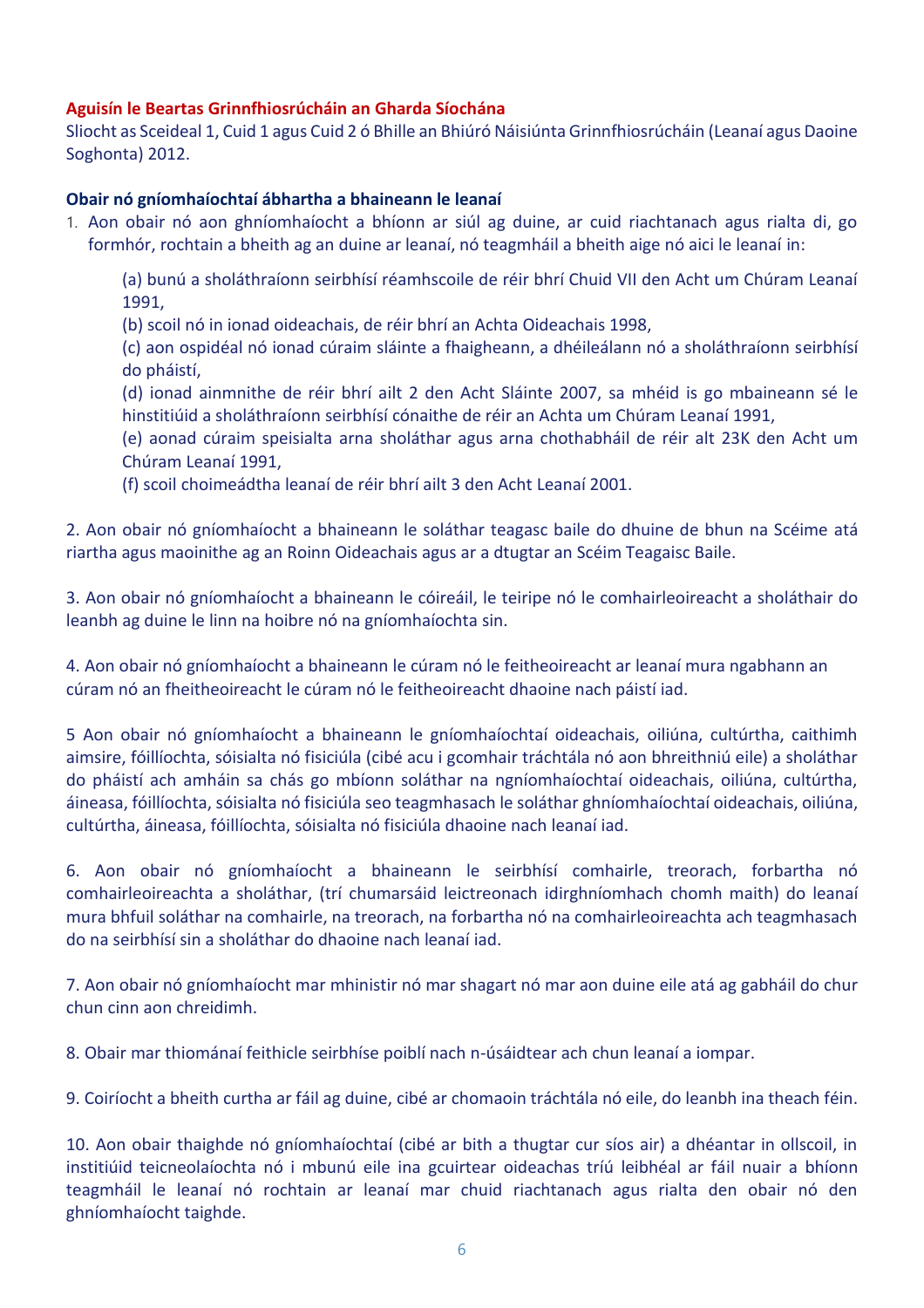**Aguisín le Beartas Grinnfhiosrúcháin an Gharda Síochána**

Sliocht as Sceideal 1, Cuid 1 agus Cuid 2 ó Bhille an Bhiúró Náisiúnta Grinnfhiosrúcháin (Leanaí agus Daoine Soghonta) 2012.

**Obair nó gníomhaíochtaí ábhartha a bhaineann le leanaí**

1. Aon obair nó aon ghníomhaíocht a bhíonn ar siúl ag duine, ar cuid riachtanach agus rialta di, go formhór, rochtain a bheith ag an duine ar leanaí, nó teagmháil a bheith aige nó aici le leanaí in:

    (a) bunú a sholáthraíonn seirbhísí réamhscoile de réir bhrí Chuid VII den Acht um Chúram Leanaí 1991,
    (b) scoil nó in ionad oideachais, de réir bhrí an Achta Oideachais 1998,
    (c) aon ospidéal nó ionad cúraim sláinte a fhaigheann, a dhéileálann nó a sholáthraíonn seirbhísí do pháistí,
    (d) ionad ainmnithe de réir bhrí ailt 2 den Acht Sláinte 2007, sa mhéid is go mbaineann sé le hinstitiúid a sholáthraíonn seirbhísí cónaithe de réir an Achta um Chúram Leanaí 1991,
    (e) aonad cúraim speisialta arna sholáthar agus arna chothabháil de réir alt 23K den Acht um Chúram Leanaí 1991,
    (f) scoil choimeádtha leanaí de réir bhrí ailt 3 den Acht Leanaí 2001.

2. Aon obair nó gníomhaíocht a bhaineann le soláthar teagasc baile do dhuine de bhun na Scéime atá riartha agus maoinithe ag an Roinn Oideachais agus ar a dtugtar an Scéim Teagaisc Baile.

3. Aon obair nó gníomhaíocht a bhaineann le cóireáil, le teiripe nó le comhairleoireacht a sholáthair do leanbh ag duine le linn na hoibre nó na gníomhaíochta sin.

4. Aon obair nó gníomhaíocht a bhaineann le cúram nó le feitheoireacht ar leanaí mura ngabhann an cúram nó an fheitheoireacht le cúram nó le feitheoireacht dhaoine nach páistí iad.

5 Aon obair nó gníomhaíocht a bhaineann le gníomhaíochtaí oideachais, oiliúna, cultúrtha, caithimh aimsire, fóillíochta, sóisialta nó fisiciúla (cibé acu i gcomhair tráchtála nó aon bhreithniú eile) a sholáthar do pháistí ach amháin sa chás go mbíonn soláthar na ngníomhaíochtaí oideachais, oiliúna, cultúrtha, áineasa, fóillíochta, sóisialta nó fisiciúla seo teagmhasach le soláthar ghníomhaíochtaí oideachais, oiliúna, cultúrtha, áineasa, fóillíochta, sóisialta nó fisiciúla dhaoine nach leanaí iad.

6. Aon obair nó gníomhaíocht a bhaineann le seirbhísí comhairle, treorach, forbartha nó comhairleoireachta a sholáthar, (trí chumarsáid leictreonach idirghníomhach chomh maith) do leanaí mura bhfuil soláthar na comhairle, na treorach, na forbartha nó na comhairleoireachta ach teagmhasach do na seirbhísí sin a sholáthar do dhaoine nach leanaí iad.

7. Aon obair nó gníomhaíocht mar mhinistir nó mar shagart nó mar aon duine eile atá ag gabháil do chur chun cinn aon chreidimh.

8. Obair mar thiománaí feithicle seirbhíse poiblí nach n-úsáidtear ach chun leanaí a iompar.

9. Coiríocht a bheith curtha ar fáil ag duine, cibé ar chomaoin tráchtála nó eile, do leanbh ina theach féin.

10. Aon obair thaighde nó gníomhaíochtaí (cibé ar bith a thugtar cur síos air) a dhéantar in ollscoil, in institiúid teicneolaíochta nó i mbunú eile ina gcuirtear oideachas tríú leibhéal ar fáil nuair a bhíonn teagmháil le leanaí nó rochtain ar leanaí mar chuid riachtanach agus rialta den obair nó den ghníomhaíocht taighde.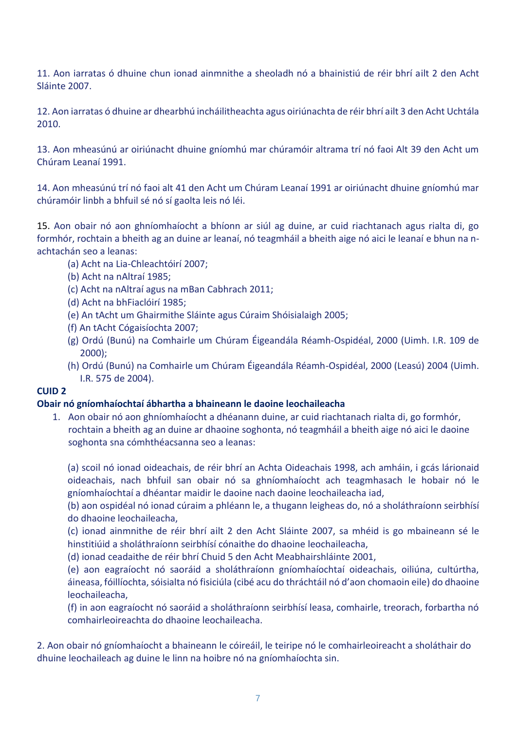11. Aon iarratas ó dhuine chun ionad ainmnithe a sheoladh nó a bhainistiú de réir bhrí ailt 2 den Acht Sláinte 2007.

12. Aon iarratas ó dhuine ar dhearbhú incháilitheachta agus oiriúnachta de réir bhrí ailt 3 den Acht Uchtála 2010.

13. Aon mheasúnú ar oiriúnacht dhuine gníomhú mar chúramóir altrama trí nó faoi Alt 39 den Acht um Chúram Leanaí 1991.

14. Aon mheasúnú trí nó faoi alt 41 den Acht um Chúram Leanaí 1991 ar oiriúnacht dhuine gníomhú mar chúramóir linbh a bhfuil sé nó sí gaolta leis nó léi.

15. Aon obair nó aon ghníomhaíocht a bhíonn ar siúl ag duine, ar cuid riachtanach agus rialta di, go formhór, rochtain a bheith ag an duine ar leanaí, nó teagmháil a bheith aige nó aici le leanaí e bhun na n-achtachán seo a leanas:

- (a) Acht na Lia-Chleachtóirí 2007;
- (b) Acht na nAltraí 1985;
- (c) Acht na nAltraí agus na mBan Cabhrach 2011;
- (d) Acht na bhFiaclóirí 1985;
- (e) An tAcht um Ghairmithe Sláinte agus Cúraim Shóisialaigh 2005;
- (f) An tAcht Cógaisíochta 2007;
- (g) Ordú (Bunú) na Comhairle um Chúram Éigeandála Réamh-Ospidéal, 2000 (Uimh. I.R. 109 de 2000);
- (h) Ordú (Bunú) na Comhairle um Chúram Éigeandála Réamh-Ospidéal, 2000 (Leasú) 2004 (Uimh. I.R. 575 de 2004).

**CUID 2**

**Obair nó gníomhaíochtaí ábhartha a bhaineann le daoine leochaileacha**

1. Aon obair nó aon ghníomhaíocht a dhéanann duine, ar cuid riachtanach rialta di, go formhór, rochtain a bheith ag an duine ar dhaoine soghonta, nó teagmháil a bheith aige nó aici le daoine soghonta sna cómhthéacsanna seo a leanas:

   (a) scoil nó ionad oideachais, de réir bhrí an Achta Oideachais 1998, ach amháin, i gcás lárionaid oideachais, nach bhfuil san obair nó sa ghníomhaíocht ach teagmhasach le hobair nó le gníomhaíochtaí a dhéantar maidir le daoine nach daoine leochaileacha iad,
   (b) aon ospidéal nó ionad cúraim a phléann le, a thugann leigheas do, nó a sholáthraíonn seirbhísí do dhaoine leochaileacha,
   (c) ionad ainmnithe de réir bhrí ailt 2 den Acht Sláinte 2007, sa mhéid is go mbaineann sé le hinstitiúid a sholáthraíonn seirbhísí cónaithe do dhaoine leochaileacha,
   (d) ionad ceadaithe de réir bhrí Chuid 5 den Acht Meabhairshláinte 2001,
   (e) aon eagraíocht nó saoráid a sholáthraíonn gníomhaíochtaí oideachais, oiliúna, cultúrtha, áineasa, fóillíochta, sóisialta nó fisiciúla (cibé acu do thráchtáil nó d'aon chomaoin eile) do dhaoine leochaileacha,
   (f) in aon eagraíocht nó saoráid a sholáthraíonn seirbhísí leasa, comhairle, treorach, forbartha nó comhairleoireachta do dhaoine leochaileacha.

2. Aon obair nó gníomhaíocht a bhaineann le cóireáil, le teiripe nó le comhairleoireacht a sholáthair do dhuine leochaileach ag duine le linn na hoibre nó na gníomhaíochta sin.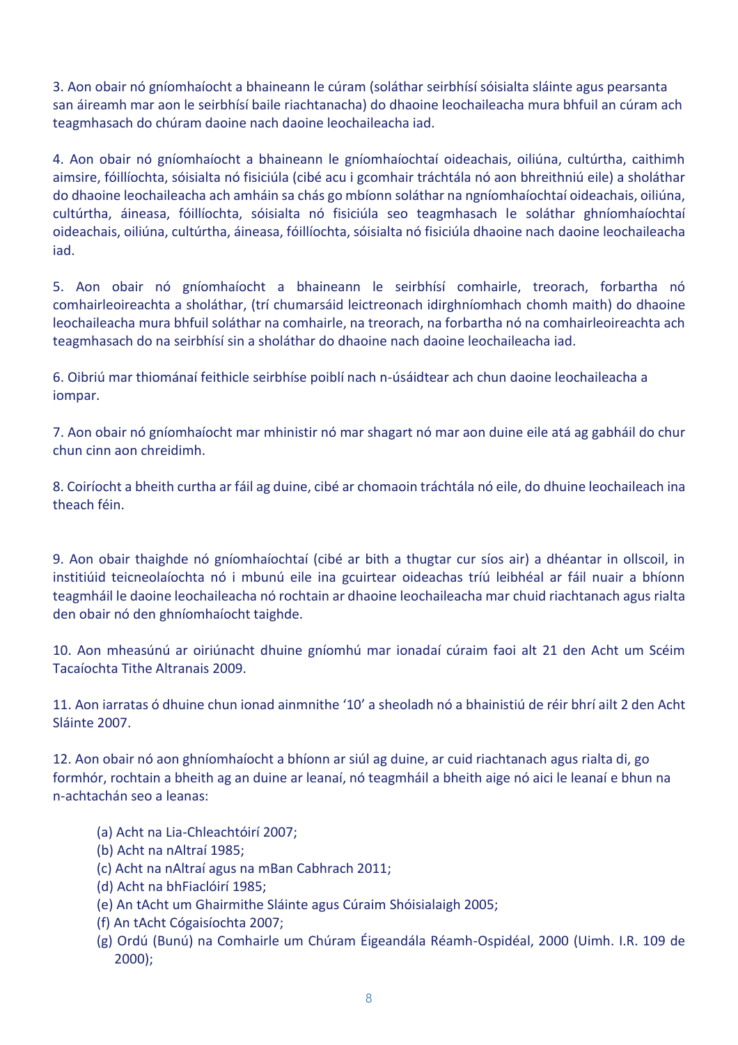3. Aon obair nó gníomhaíocht a bhaineann le cúram (soláthar seirbhísí sóisialta sláinte agus pearsanta san áireamh mar aon le seirbhísí baile riachtanacha) do dhaoine leochaileacha mura bhfuil an cúram ach teagmhasach do chúram daoine nach daoine leochaileacha iad.

4. Aon obair nó gníomhaíocht a bhaineann le gníomhaíochtaí oideachais, oiliúna, cultúrtha, caithimh aimsire, fóillíochta, sóisialta nó fisiciúla (cibé acu i gcomhair tráchtála nó aon bhreithniú eile) a sholáthar do dhaoine leochaileacha ach amháin sa chás go mbíonn soláthar na ngníomhaíochtaí oideachais, oiliúna, cultúrtha, áineasa, fóillíochta, sóisialta nó fisiciúla seo teagmhasach le soláthar ghníomhaíochtaí oideachais, oiliúna, cultúrtha, áineasa, fóillíochta, sóisialta nó fisiciúla dhaoine nach daoine leochaileacha iad.

5. Aon obair nó gníomhaíocht a bhaineann le seirbhísí comhairle, treorach, forbartha nó comhairleoireachta a sholáthar, (trí chumarsáid leictreonach idirghníomhach chomh maith) do dhaoine leochaileacha mura bhfuil soláthar na comhairle, na treorach, na forbartha nó na comhairleoireachta ach teagmhasach do na seirbhísí sin a sholáthar do dhaoine nach daoine leochaileacha iad.

6. Oibriú mar thiománaí feithicle seirbhíse poiblí nach n-úsáidtear ach chun daoine leochaileacha a iompar.

7. Aon obair nó gníomhaíocht mar mhinistir nó mar shagart nó mar aon duine eile atá ag gabháil do chur chun cinn aon chreidimh.

8. Coiríocht a bheith curtha ar fáil ag duine, cibé ar chomaoin tráchtála nó eile, do dhuine leochaileach ina theach féin.

9. Aon obair thaighde nó gníomhaíochtaí (cibé ar bith a thugtar cur síos air) a dhéantar in ollscoil, in institiúid teicneolaíochta nó i mbunú eile ina gcuirtear oideachas tríú leibhéal ar fáil nuair a bhíonn teagmháil le daoine leochaileacha nó rochtain ar dhaoine leochaileacha mar chuid riachtanach agus rialta den obair nó den ghníomhaíocht taighde.

10. Aon mheasúnú ar oiriúnacht dhuine gníomhú mar ionadaí cúraim faoi alt 21 den Acht um Scéim Tacaíochta Tithe Altranais 2009.

11. Aon iarratas ó dhuine chun ionad ainmnithe '10' a sheoladh nó a bhainistiú de réir bhrí ailt 2 den Acht Sláinte 2007.

12. Aon obair nó aon ghníomhaíocht a bhíonn ar siúl ag duine, ar cuid riachtanach agus rialta di, go formhór, rochtain a bheith ag an duine ar leanaí, nó teagmháil a bheith aige nó aici le leanaí e bhun na n-achtachán seo a leanas:

- (a) Acht na Lia-Chleachtóirí 2007;
- (b) Acht na nAltraí 1985;
- (c) Acht na nAltraí agus na mBan Cabhrach 2011;
- (d) Acht na bhFiaclóirí 1985;
- (e) An tAcht um Ghairmithe Sláinte agus Cúraim Shóisialaigh 2005;
- (f) An tAcht Cógaisíochta 2007;
- (g) Ordú (Bunú) na Comhairle um Chúram Éigeandála Réamh-Ospidéal, 2000 (Uimh. I.R. 109 de 2000);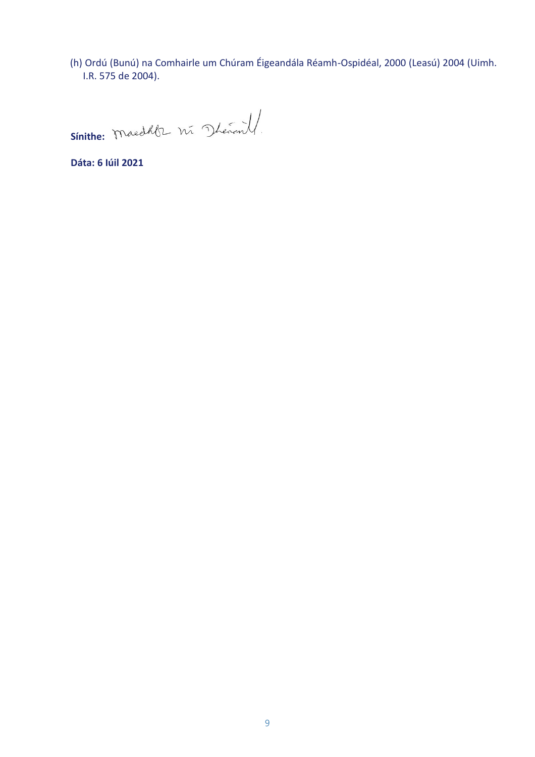(h) Ordú (Bunú) na Comhairle um Chúram Éigeandála Réamh-Ospidéal, 2000 (Leasú) 2004 (Uimh. I.R. 575 de 2004).

**Sínithe:** Maedhbh Ní Dhónaill

**Dáta: 6 Iúil 2021**